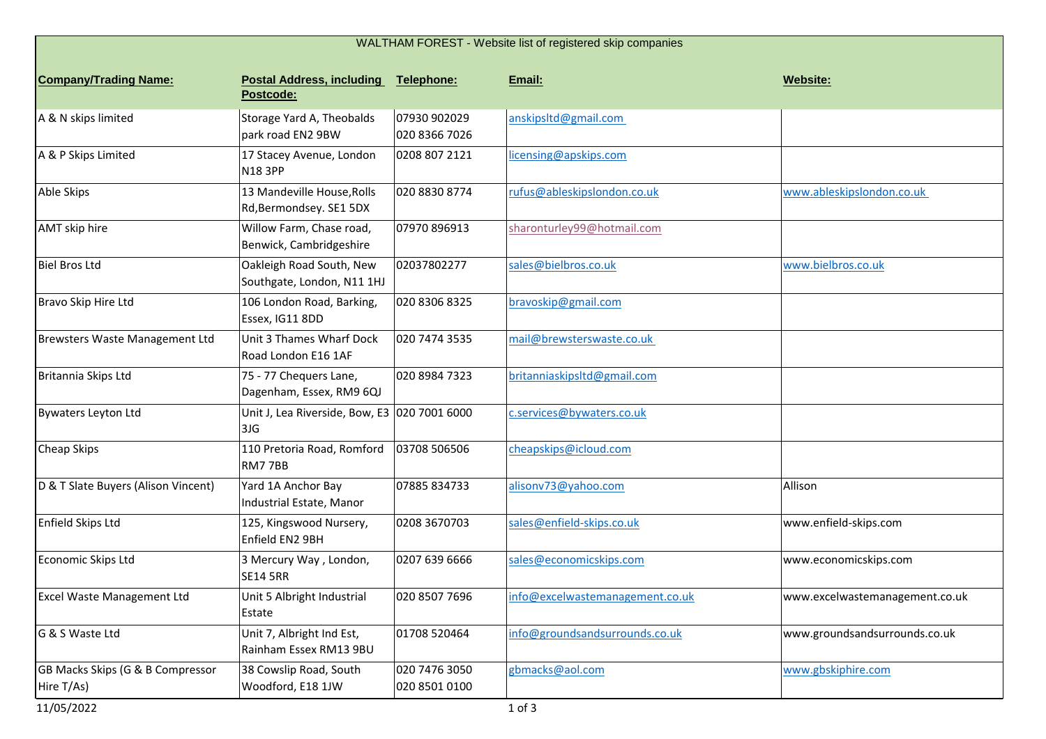WALTHAM FOREST - Website list of registered skip companies

| Company/Trading Name: | Postal Address, including Postcode: | Telephone: | Email: | Website: |
|---|---|---|---|---|
| A & N skips limited | Storage Yard A, Theobalds park road EN2 9BW | 07930 902029 020 8366 7026 | anskipsltd@gmail.com | |
| A & P Skips Limited | 17 Stacey Avenue, London N18 3PP | 0208 807 2121 | licensing@apskips.com | |
| Able Skips | 13 Mandeville House,Rolls Rd,Bermondsey. SE1 5DX | 020 8830 8774 | rufus@ableskipslondon.co.uk | www.ableskipslondon.co.uk |
| AMT skip hire | Willow Farm, Chase road, Benwick, Cambridgeshire | 07970 896913 | sharonturley99@hotmail.com | |
| Biel Bros Ltd | Oakleigh Road South, New Southgate, London, N11 1HJ | 02037802277 | sales@bielbros.co.uk | www.bielbros.co.uk |
| Bravo Skip Hire Ltd | 106 London Road, Barking, Essex, IG11 8DD | 020 8306 8325 | bravoskip@gmail.com | |
| Brewsters Waste Management Ltd | Unit 3 Thames Wharf Dock Road London E16 1AF | 020 7474 3535 | mail@brewsterswaste.co.uk | |
| Britannia Skips Ltd | 75 - 77 Chequers Lane, Dagenham, Essex, RM9 6QJ | 020 8984 7323 | britanniaskipsltd@gmail.com | |
| Bywaters Leyton Ltd | Unit J, Lea Riverside, Bow, E3 3JG | 020 7001 6000 | c.services@bywaters.co.uk | |
| Cheap Skips | 110 Pretoria Road, Romford RM7 7BB | 03708 506506 | cheapskips@icloud.com | |
| D & T Slate Buyers (Alison Vincent) | Yard 1A Anchor Bay Industrial Estate, Manor | 07885 834733 | alisonv73@yahoo.com | Allison |
| Enfield Skips Ltd | 125, Kingswood Nursery, Enfield EN2 9BH | 0208 3670703 | sales@enfield-skips.co.uk | www.enfield-skips.com |
| Economic Skips Ltd | 3 Mercury Way , London, SE14 5RR | 0207 639 6666 | sales@economicskips.com | www.economicskips.com |
| Excel Waste Management Ltd | Unit 5 Albright Industrial Estate | 020 8507 7696 | info@excelwastemanagement.co.uk | www.excelwastemanagement.co.uk |
| G & S Waste Ltd | Unit 7, Albright Ind Est, Rainham Essex RM13 9BU | 01708 520464 | info@groundsandsurrounds.co.uk | www.groundsandsurrounds.co.uk |
| GB Macks Skips (G & B Compressor Hire T/As) | 38 Cowslip Road, South Woodford, E18 1JW | 020 7476 3050 020 8501 0100 | gbmacks@aol.com | www.gbskiphire.com |

11/05/2022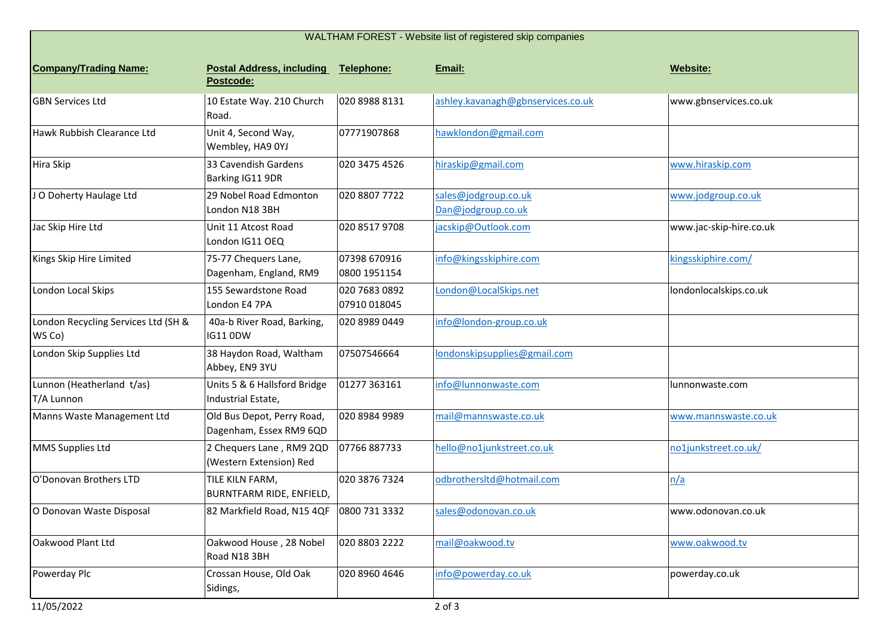| WALTHAM FOREST - Website list of registered skip companies | | | | |
|---|---|---|---|---|
| **Company/Trading Name:** | **Postal Address, including Postcode:** | **Telephone:** | **Email:** | **Website:** |
| GBN Services Ltd | 10 Estate Way. 210 Church Road. | 020 8988 8131 | ashley.kavanagh@gbnservices.co.uk | www.gbnservices.co.uk |
| Hawk Rubbish Clearance Ltd | Unit 4, Second Way, Wembley, HA9 0YJ | 07771907868 | hawklondon@gmail.com | |
| Hira Skip | 33 Cavendish Gardens Barking IG11 9DR | 020 3475 4526 | hiraskip@gmail.com | www.hiraskip.com |
| J O Doherty Haulage Ltd | 29 Nobel Road Edmonton London N18 3BH | 020 8807 7722 | sales@jodgroup.co.uk Dan@jodgroup.co.uk | www.jodgroup.co.uk |
| Jac Skip Hire Ltd | Unit 11 Atcost Road London IG11 OEQ | 020 8517 9708 | jacskip@Outlook.com | www.jac-skip-hire.co.uk |
| Kings Skip Hire Limited | 75-77 Chequers Lane, Dagenham, England, RM9 | 07398 670916 0800 1951154 | info@kingsskiphire.com | kingsskiphire.com/ |
| London Local Skips | 155 Sewardstone Road London E4 7PA | 020 7683 0892 07910 018045 | London@LocalSkips.net | londonlocalskips.co.uk |
| London Recycling Services Ltd (SH & WS Co) | 40a-b River Road, Barking, IG11 0DW | 020 8989 0449 | info@london-group.co.uk | |
| London Skip Supplies Ltd | 38 Haydon Road, Waltham Abbey, EN9 3YU | 07507546664 | londonskipsupplies@gmail.com | |
| Lunnon (Heatherland t/as) T/A Lunnon | Units 5 & 6 Hallsford Bridge Industrial Estate, | 01277 363161 | info@lunnonwaste.com | lunnonwaste.com |
| Manns Waste Management Ltd | Old Bus Depot, Perry Road, Dagenham, Essex RM9 6QD | 020 8984 9989 | mail@mannswaste.co.uk | www.mannswaste.co.uk |
| MMS Supplies Ltd | 2 Chequers Lane , RM9 2QD (Western Extension) Red | 07766 887733 | hello@no1junkstreet.co.uk | no1junkstreet.co.uk/ |
| O'Donovan Brothers LTD | TILE KILN FARM, BURNTFARM RIDE, ENFIELD, | 020 3876 7324 | odbrothersltd@hotmail.com | n/a |
| O Donovan Waste Disposal | 82 Markfield Road, N15 4QF | 0800 731 3332 | sales@odonovan.co.uk | www.odonovan.co.uk |
| Oakwood Plant Ltd | Oakwood House , 28 Nobel Road N18 3BH | 020 8803 2222 | mail@oakwood.tv | www.oakwood.tv |
| Powerday Plc | Crossan House, Old Oak Sidings, | 020 8960 4646 | info@powerday.co.uk | powerday.co.uk |

11/05/2022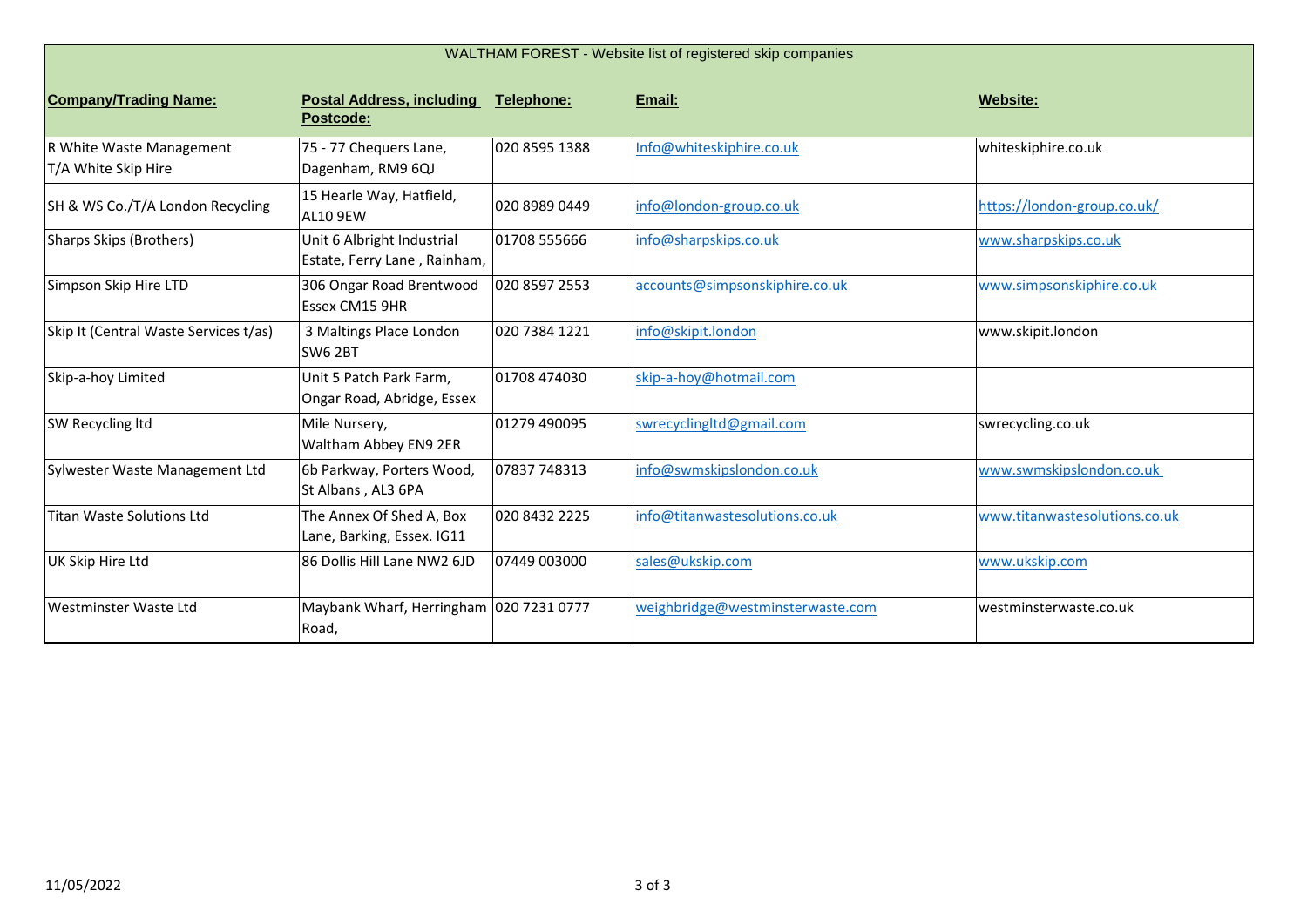WALTHAM FOREST - Website list of registered skip companies

| Company/Trading Name: | Postal Address, including Postcode: | Telephone: | Email: | Website: |
|---|---|---|---|---|
| R White Waste Management T/A White Skip Hire | 75 - 77 Chequers Lane, Dagenham, RM9 6QJ | 020 8595 1388 | Info@whiteskiphire.co.uk | whiteskiphire.co.uk |
| SH & WS Co./T/A London Recycling | 15 Hearle Way, Hatfield, AL10 9EW | 020 8989 0449 | info@london-group.co.uk | https://london-group.co.uk/ |
| Sharps Skips (Brothers) | Unit 6 Albright Industrial Estate, Ferry Lane , Rainham, | 01708 555666 | info@sharpskips.co.uk | www.sharpskips.co.uk |
| Simpson Skip Hire LTD | 306 Ongar Road Brentwood Essex CM15 9HR | 020 8597 2553 | accounts@simpsonskiphire.co.uk | www.simpsonskiphire.co.uk |
| Skip It (Central Waste Services t/as) | 3 Maltings Place London SW6 2BT | 020 7384 1221 | info@skipit.london | www.skipit.london |
| Skip-a-hoy Limited | Unit 5 Patch Park Farm, Ongar Road, Abridge, Essex | 01708 474030 | skip-a-hoy@hotmail.com | |
| SW Recycling ltd | Mile Nursery, Waltham Abbey EN9 2ER | 01279 490095 | swrecyclingltd@gmail.com | swrecycling.co.uk |
| Sylwester Waste Management Ltd | 6b Parkway, Porters Wood, St Albans , AL3 6PA | 07837 748313 | info@swmskipslondon.co.uk | www.swmskipslondon.co.uk |
| Titan Waste Solutions Ltd | The Annex Of Shed A, Box Lane, Barking, Essex. IG11 | 020 8432 2225 | info@titanwastesolutions.co.uk | www.titanwastesolutions.co.uk |
| UK Skip Hire Ltd | 86 Dollis Hill Lane NW2 6JD | 07449 003000 | sales@ukskip.com | www.ukskip.com |
| Westminster Waste Ltd | Maybank Wharf, Herringham Road, | 020 7231 0777 | weighbridge@westminsterwaste.com | westminsterwaste.co.uk |

11/05/2022